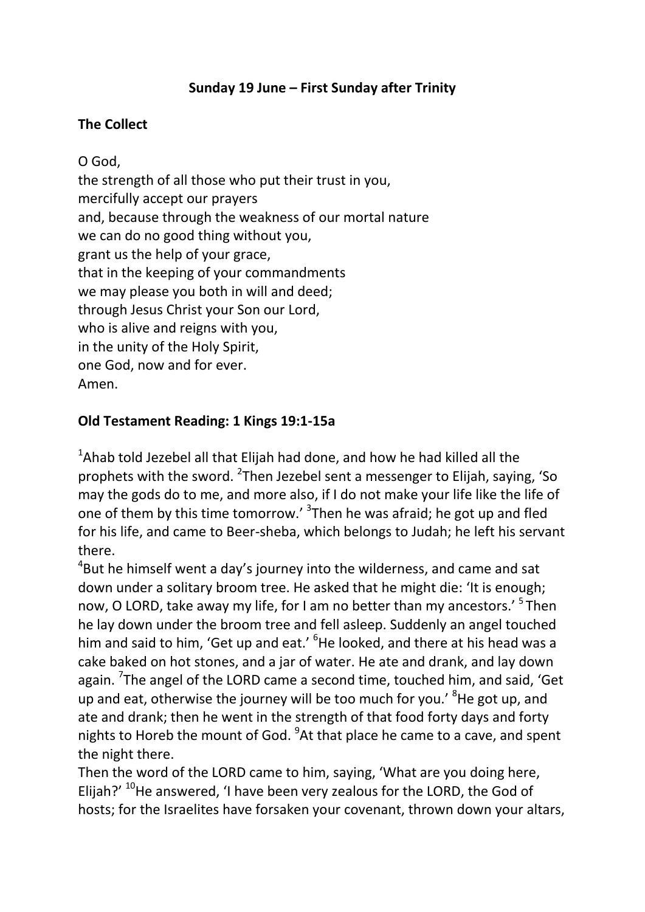**Sunday 19 June – First Sunday after Trinity**

**The Collect**

O God,
the strength of all those who put their trust in you,
mercifully accept our prayers
and, because through the weakness of our mortal nature
we can do no good thing without you,
grant us the help of your grace,
that in the keeping of your commandments
we may please you both in will and deed;
through Jesus Christ your Son our Lord,
who is alive and reigns with you,
in the unity of the Holy Spirit,
one God, now and for ever.
Amen.

**Old Testament Reading: 1 Kings 19:1-15a**

[1]Ahab told Jezebel all that Elijah had done, and how he had killed all the prophets with the sword. [2]Then Jezebel sent a messenger to Elijah, saying, 'So may the gods do to me, and more also, if I do not make your life like the life of one of them by this time tomorrow.' [3]Then he was afraid; he got up and fled for his life, and came to Beer-sheba, which belongs to Judah; he left his servant there.

[4]But he himself went a day's journey into the wilderness, and came and sat down under a solitary broom tree. He asked that he might die: 'It is enough; now, O LORD, take away my life, for I am no better than my ancestors.' [5] Then he lay down under the broom tree and fell asleep. Suddenly an angel touched him and said to him, 'Get up and eat.' [6]He looked, and there at his head was a cake baked on hot stones, and a jar of water. He ate and drank, and lay down again. [7]The angel of the LORD came a second time, touched him, and said, 'Get up and eat, otherwise the journey will be too much for you.' [8]He got up, and ate and drank; then he went in the strength of that food forty days and forty nights to Horeb the mount of God. [9]At that place he came to a cave, and spent the night there.

Then the word of the LORD came to him, saying, 'What are you doing here, Elijah?' [10]He answered, 'I have been very zealous for the LORD, the God of hosts; for the Israelites have forsaken your covenant, thrown down your altars,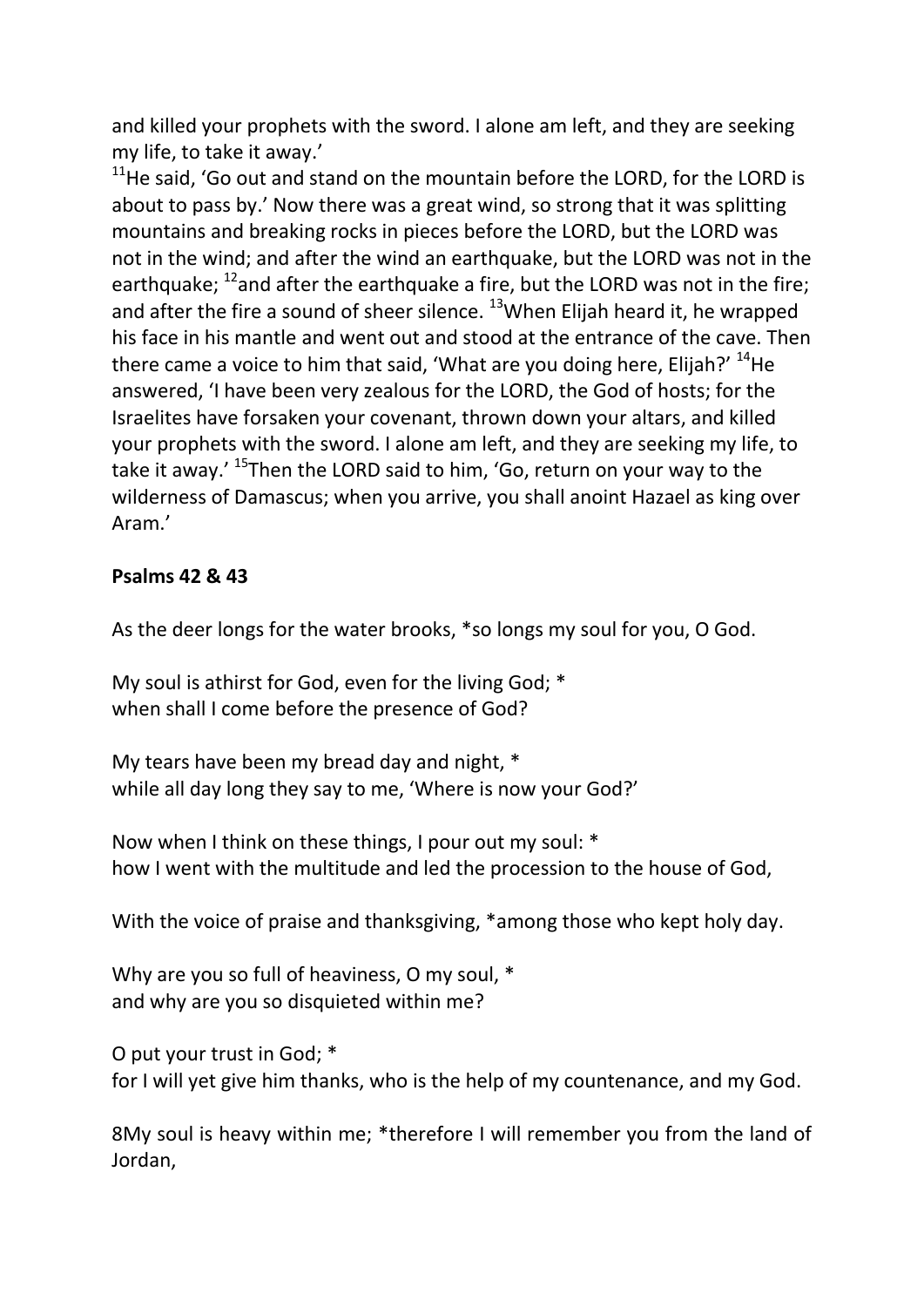and killed your prophets with the sword. I alone am left, and they are seeking my life, to take it away.'

[11]He said, 'Go out and stand on the mountain before the LORD, for the LORD is about to pass by.' Now there was a great wind, so strong that it was splitting mountains and breaking rocks in pieces before the LORD, but the LORD was not in the wind; and after the wind an earthquake, but the LORD was not in the earthquake; [12]and after the earthquake a fire, but the LORD was not in the fire; and after the fire a sound of sheer silence. [13]When Elijah heard it, he wrapped his face in his mantle and went out and stood at the entrance of the cave. Then there came a voice to him that said, 'What are you doing here, Elijah?' [14]He answered, 'I have been very zealous for the LORD, the God of hosts; for the Israelites have forsaken your covenant, thrown down your altars, and killed your prophets with the sword. I alone am left, and they are seeking my life, to take it away.' [15]Then the LORD said to him, 'Go, return on your way to the wilderness of Damascus; when you arrive, you shall anoint Hazael as king over Aram.'

**Psalms 42 & 43**

As the deer longs for the water brooks, *so longs my soul for you, O God.

My soul is athirst for God, even for the living God; *
when shall I come before the presence of God?

My tears have been my bread day and night, *
while all day long they say to me, 'Where is now your God?'

Now when I think on these things, I pour out my soul: *
how I went with the multitude and led the procession to the house of God,

With the voice of praise and thanksgiving, *among those who kept holy day.

Why are you so full of heaviness, O my soul, *
and why are you so disquieted within me?

O put your trust in God; *
for I will yet give him thanks, who is the help of my countenance, and my God.

8My soul is heavy within me; *therefore I will remember you from the land of Jordan,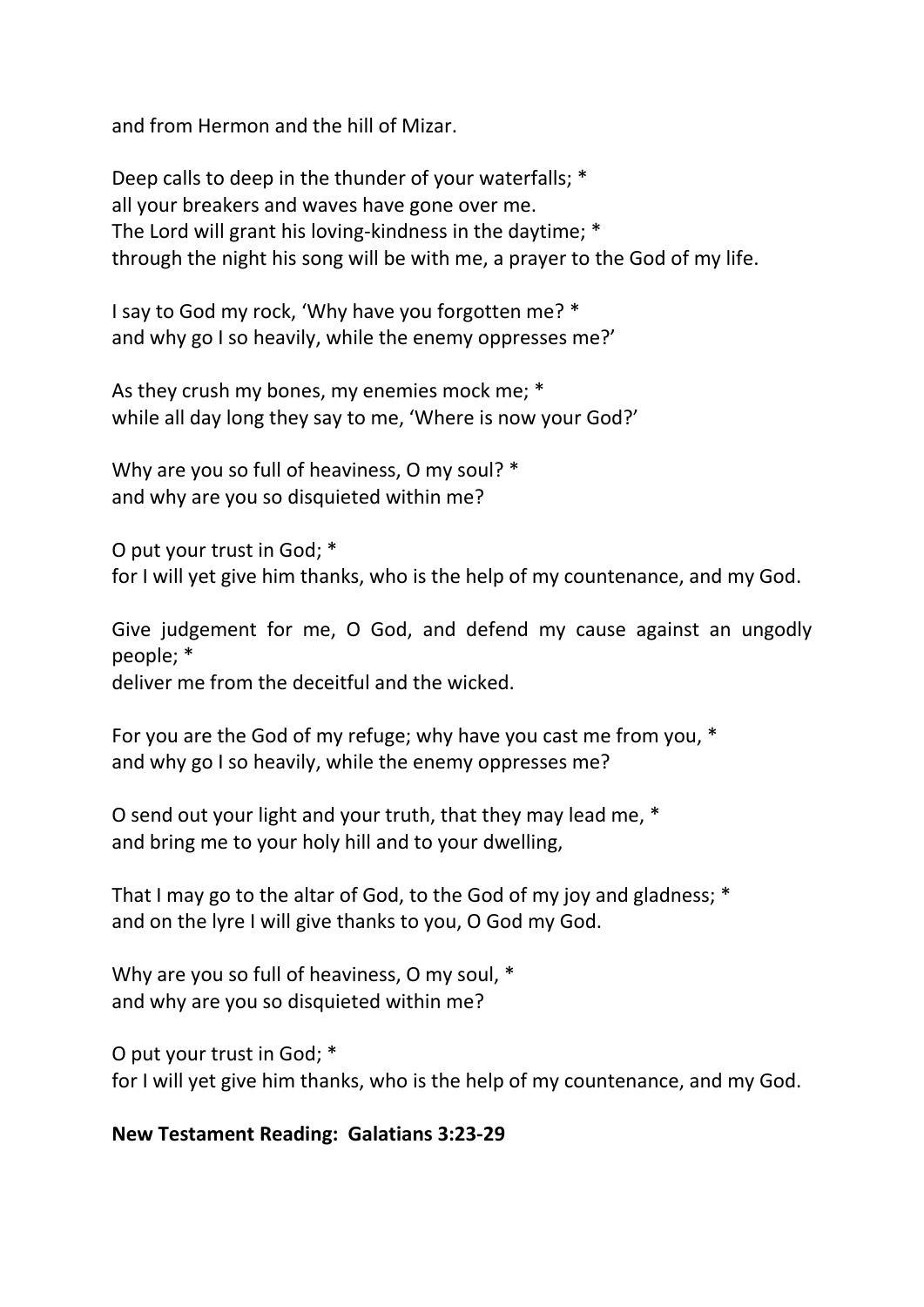and from Hermon and the hill of Mizar.

Deep calls to deep in the thunder of your waterfalls; *
all your breakers and waves have gone over me.
The Lord will grant his loving-kindness in the daytime; *
through the night his song will be with me, a prayer to the God of my life.

I say to God my rock, 'Why have you forgotten me? *
and why go I so heavily, while the enemy oppresses me?'

As they crush my bones, my enemies mock me; *
while all day long they say to me, 'Where is now your God?'

Why are you so full of heaviness, O my soul? *
and why are you so disquieted within me?

O put your trust in God; *
for I will yet give him thanks, who is the help of my countenance, and my God.

Give judgement for me, O God, and defend my cause against an ungodly people; *
deliver me from the deceitful and the wicked.

For you are the God of my refuge; why have you cast me from you, *
and why go I so heavily, while the enemy oppresses me?

O send out your light and your truth, that they may lead me, *
and bring me to your holy hill and to your dwelling,

That I may go to the altar of God, to the God of my joy and gladness; *
and on the lyre I will give thanks to you, O God my God.

Why are you so full of heaviness, O my soul, *
and why are you so disquieted within me?

O put your trust in God; *
for I will yet give him thanks, who is the help of my countenance, and my God.

**New Testament Reading: Galatians 3:23-29**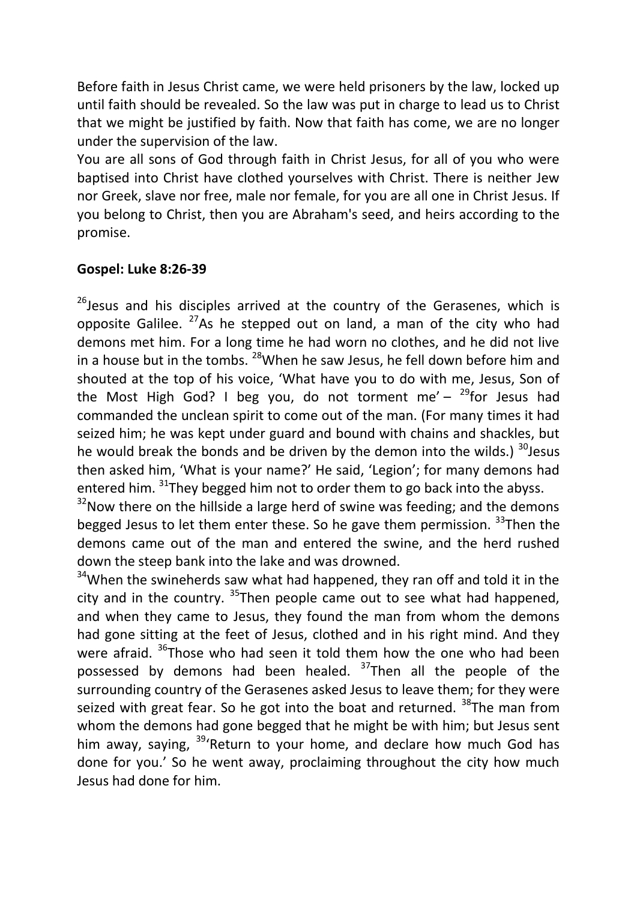Before faith in Jesus Christ came, we were held prisoners by the law, locked up until faith should be revealed. So the law was put in charge to lead us to Christ that we might be justified by faith. Now that faith has come, we are no longer under the supervision of the law.

You are all sons of God through faith in Christ Jesus, for all of you who were baptised into Christ have clothed yourselves with Christ. There is neither Jew nor Greek, slave nor free, male nor female, for you are all one in Christ Jesus. If you belong to Christ, then you are Abraham's seed, and heirs according to the promise.

**Gospel: Luke 8:26-39**

[26]Jesus and his disciples arrived at the country of the Gerasenes, which is opposite Galilee. [27]As he stepped out on land, a man of the city who had demons met him. For a long time he had worn no clothes, and he did not live in a house but in the tombs. [28]When he saw Jesus, he fell down before him and shouted at the top of his voice, 'What have you to do with me, Jesus, Son of the Most High God? I beg you, do not torment me' – [29]for Jesus had commanded the unclean spirit to come out of the man. (For many times it had seized him; he was kept under guard and bound with chains and shackles, but he would break the bonds and be driven by the demon into the wilds.) [30]Jesus then asked him, 'What is your name?' He said, 'Legion'; for many demons had entered him. [31]They begged him not to order them to go back into the abyss.

[32]Now there on the hillside a large herd of swine was feeding; and the demons begged Jesus to let them enter these. So he gave them permission. [33]Then the demons came out of the man and entered the swine, and the herd rushed down the steep bank into the lake and was drowned.

[34]When the swineherds saw what had happened, they ran off and told it in the city and in the country. [35]Then people came out to see what had happened, and when they came to Jesus, they found the man from whom the demons had gone sitting at the feet of Jesus, clothed and in his right mind. And they were afraid. [36]Those who had seen it told them how the one who had been possessed by demons had been healed. [37]Then all the people of the surrounding country of the Gerasenes asked Jesus to leave them; for they were seized with great fear. So he got into the boat and returned. [38]The man from whom the demons had gone begged that he might be with him; but Jesus sent him away, saying, [39]'Return to your home, and declare how much God has done for you.' So he went away, proclaiming throughout the city how much Jesus had done for him.